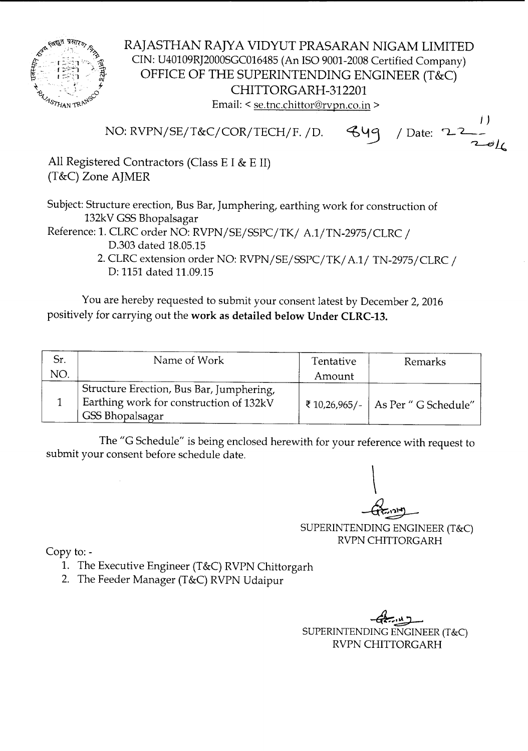# RAJASTHAN RAJYA VIDYUT PRASARAN NIGAM LIMITED

CIN: U40109RJ2000SGC016485 (An ISO 9001-2008 Certified Company)

OFFICE OF THE SUPERINTENDING ENGINEER (T&C)

CHITTORGARH-312201

Email: < se.tnc.chittor@rvpn.co.in >

NO: RVPN/SE/T&C/COR/TECH/F. /D. 849 / Date: 22-11-2016

All Registered Contractors (Class E I & E II)
(T&C) Zone AJMER

Subject: Structure erection, Bus Bar, Jumphering, earthing work for construction of 132kV GSS Bhopalsagar

Reference: 1. CLRC order NO: RVPN/SE/SSPC/TK/ A.1/TN-2975/CLRC / D.303 dated 18.05.15

2. CLRC extension order NO: RVPN/SE/SSPC/TK/A.1/ TN-2975/CLRC / D: 1151 dated 11.09.15

You are hereby requested to submit your consent latest by December 2, 2016 positively for carrying out the **work as detailed below Under CLRC-13.**

| Sr. NO. | Name of Work | Tentative Amount | Remarks |
|---|---|---|---|
| 1 | Structure Erection, Bus Bar, Jumphering, Earthing work for construction of 132kV GSS Bhopalsagar | ₹ 10,26,965/- | As Per " G Schedule" |

The "G Schedule" is being enclosed herewith for your reference with request to submit your consent before schedule date.

SUPERINTENDING ENGINEER (T&C)
RVPN CHITTORGARH

Copy to: -

1. The Executive Engineer (T&C) RVPN Chittorgarh
2. The Feeder Manager (T&C) RVPN Udaipur

SUPERINTENDING ENGINEER (T&C)
RVPN CHITTORGARH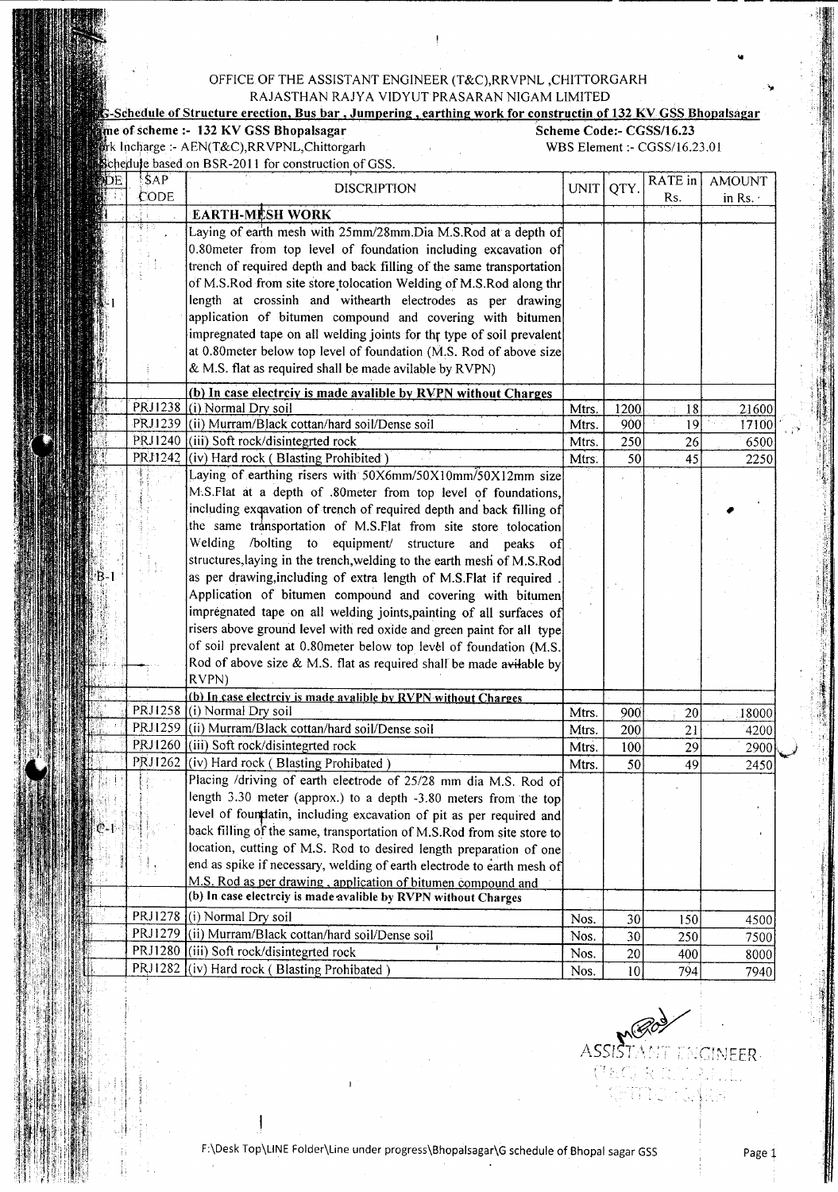OFFICE OF THE ASSISTANT ENGINEER (T&C),RRVPNL ,CHITTORGARH

RAJASTHAN RAJYA VIDYUT PRASARAN NIGAM LIMITED

**G-Schedule of Structure erection, Bus bar , Jumpering , earthing work for constructin of 132 KV GSS Bhopalsagar**

**Name of scheme :- 132 KV GSS Bhopalsagar** **Scheme Code:- CGSS/16.23**

Work Incharge :- AEN(T&C),RRVPNL,Chittorgarh WBS Element :- CGSS/16.23.01

Schedule based on BSR-2011 for construction of GSS.

| CODE | SAP CODE | DISCRIPTION | UNIT | QTY. | RATE in Rs. | AMOUNT in Rs. |
|---|---|---|---|---|---|---|
| I | | **EARTH-MESH WORK** | | | | |
| A-1 | | Laying of earth mesh with 25mm/28mm.Dia M.S.Rod at a depth of 0.80meter from top level of foundation including excavation of trench of required depth and back filling of the same transportation of M.S.Rod from site store tolocation Welding of M.S.Rod along thr length at crossinh and withearth electrodes as per drawing application of bitumen compound and covering with bitumen impregnated tape on all welding joints for thr type of soil prevalent at 0.80meter below top level of foundation (M.S. Rod of above size & M.S. flat as required shall be made avilable by RVPN) | | | | |
| | | **(b) In case electrciy is made avalible by RVPN without Charges** | | | | |
| | PRJ1238 | (i) Normal Dry soil | Mtrs. | 1200 | 18 | 21600 |
| | PRJ1239 | (ii) Murram/Black cottan/hard soil/Dense soil | Mtrs. | 900 | 19 | 17100 |
| | PRJ1240 | (iii) Soft rock/disintegrted rock | Mtrs. | 250 | 26 | 6500 |
| | PRJ1242 | (iv) Hard rock ( Blasting Prohibited ) | Mtrs. | 50 | 45 | 2250 |
| B-1 | | Laying of earthing risers with 50X6mm/50X10mm/50X12mm size M.S.Flat at a depth of .80meter from top level of foundations, including excavation of trench of required depth and back filling of the same transportation of M.S.Flat from site store tolocation Welding /bolting to equipment/ structure and peaks of structures,laying in the trench,welding to the earth mesh of M.S.Rod as per drawing,including of extra length of M.S.Flat if required . Application of bitumen compound and covering with bitumen impregnated tape on all welding joints,painting of all surfaces of risers above ground level with red oxide and green paint for all type of soil prevalent at 0.80meter below top level of foundation (M.S. Rod of above size & M.S. flat as required shall be made avilable by RVPN) | | | | |
| | | **(b) In case electrciy is made avalible by RVPN without Charges** | | | | |
| | PRJ1258 | (i) Normal Dry soil | Mtrs. | 900 | 20 | 18000 |
| | PRJ1259 | (ii) Murram/Black cottan/hard soil/Dense soil | Mtrs. | 200 | 21 | 4200 |
| | PRJ1260 | (iii) Soft rock/disintegrted rock | Mtrs. | 100 | 29 | 2900 |
| | PRJ1262 | (iv) Hard rock ( Blasting Prohibated ) | Mtrs. | 50 | 49 | 2450 |
| C-1 | | Placing /driving of earth electrode of 25/28 mm dia M.S. Rod of length 3.30 meter (approx.) to a depth -3.80 meters from the top level of foundatin, including excavation of pit as per required and back filling of the same, transportation of M.S.Rod from site store to location, cutting of M.S. Rod to desired length preparation of one end as spike if necessary, welding of earth electrode to earth mesh of M.S. Rod as per drawing , application of bitumen compound and | | | | |
| | | **(b) In case electrciy is made avalible by RVPN without Charges** | | | | |
| | PRJ1278 | (i) Normal Dry soil | Nos. | 30 | 150 | 4500 |
| | PRJ1279 | (ii) Murram/Black cottan/hard soil/Dense soil | Nos. | 30 | 250 | 7500 |
| | PRJ1280 | (iii) Soft rock/disintegrted rock | Nos. | 20 | 400 | 8000 |
| | PRJ1282 | (iv) Hard rock ( Blasting Prohibated ) | Nos. | 10 | 794 | 7940 |

ASSISTANT ENGINEER

F:\Desk Top\LINE Folder\Line under progress\Bhopalsagar\G schedule of Bhopal sagar GSS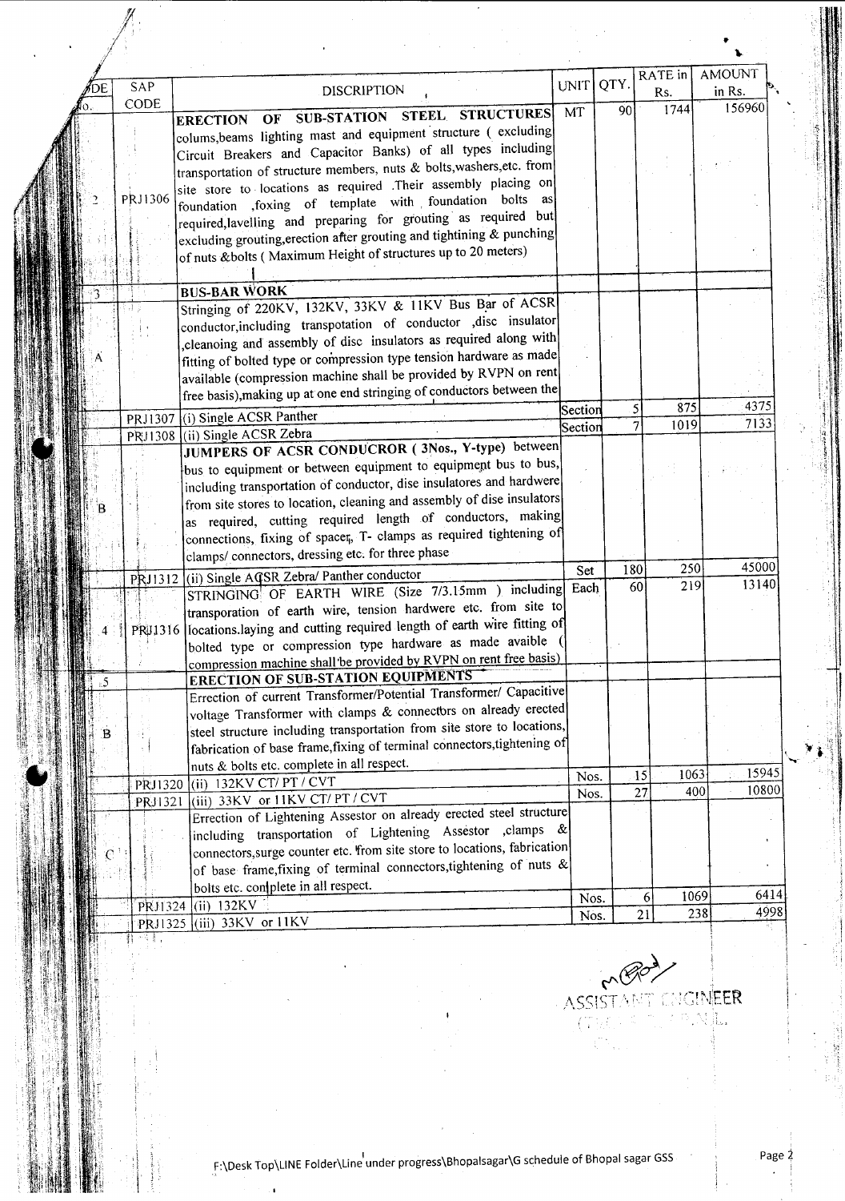| CODE No. | SAP CODE | DISCRIPTION | UNIT | QTY. | RATE in Rs. | AMOUNT in Rs. |
|---|---|---|---|---|---|---|
| 2 | PRJ1306 | **ERECTION OF SUB-STATION STEEL STRUCTURES** colums,beams lighting mast and equipment structure ( excluding Circuit Breakers and Capacitor Banks) of all types including transportation of structure members, nuts & bolts,washers,etc. from site store to locations as required .Their assembly placing on foundation ,foxing of template with foundation bolts as required,levelling and preparing for grouting as required but excluding grouting,erection after grouting and tightining & punching of nuts &bolts ( Maximum Height of structures up to 20 meters) | MT | 90 | 1744 | 156960 |
| 3 | | **BUS-BAR WORK** | | | | |
| A | | Stringing of 220KV, 132KV, 33KV & 11KV Bus Bar of ACSR conductor,including transpotation of conductor ,disc insulator ,cleanoing and assembly of disc insulators as required along with fitting of bolted type or compression type tension hardware as made available (compression machine shall be provided by RVPN on rent free basis),making up at one end stringing of conductors between the | | | | |
| | PRJ1307 | (i) Single ACSR Panther | Section | 5 | 875 | 4375 |
| | PRJ1308 | (ii) Single ACSR Zebra | Section | 7 | 1019 | 7133 |
| B | | **JUMPERS OF ACSR CONDUCROR ( 3Nos., Y-type)** between bus to equipment or between equipment to equipment bus to bus, including transportation of conductor, dise insulatores and hardwere from site stores to location, cleaning and assembly of dise insulators as required, cutting required length of conductors, making connections, fixing of spacer, T- clamps as required tightening of clamps/ connectors, dressing etc. for three phase | | | | |
| | PRJ1312 | (ii) Single ACSR Zebra/ Panther conductor | Set | 180 | 250 | 45000 |
| 4 | PRJ1316 | STRINGING OF EARTH WIRE (Size 7/3.15mm ) including transporation of earth wire, tension hardwere etc. from site to locations.laying and cutting required length of earth wire fitting of bolted type or compression type hardware as made avaible ( compression machine shall be provided by RVPN on rent free basis) | Each | 60 | 219 | 13140 |
| 5 | | **ERECTION OF SUB-STATION EQUIPMENTS** | | | | |
| B | | Errection of current Transformer/Potential Transformer/ Capacitive voltage Transformer with clamps & connectors on already erected steel structure including transportation from site store to locations, fabrication of base frame,fixing of terminal connectors,tightening of nuts & bolts etc. complete in all respect. | | | | |
| | PRJ1320 | (ii) 132KV CT/ PT / CVT | Nos. | 15 | 1063 | 15945 |
| | PRJ1321 | (iii) 33KV or 11KV CT/ PT / CVT | Nos. | 27 | 400 | 10800 |
| C | | Errection of Lightening Assestor on already erected steel structure including transportation of Lightening Assestor ,clamps & connectors,surge counter etc. from site store to locations, fabrication of base frame,fixing of terminal connectors,tightening of nuts & bolts etc. complete in all respect. | | | | |
| | PRJ1324 | (ii) 132KV | Nos. | 6 | 1069 | 6414 |
| | PRJ1325 | (iii) 33KV or 11KV | Nos. | 21 | 238 | 4998 |

ASSISTANT ENGINEER

F:\Desk Top\LINE Folder\Line under progress\Bhopalsagar\G schedule of Bhopal sagar GSS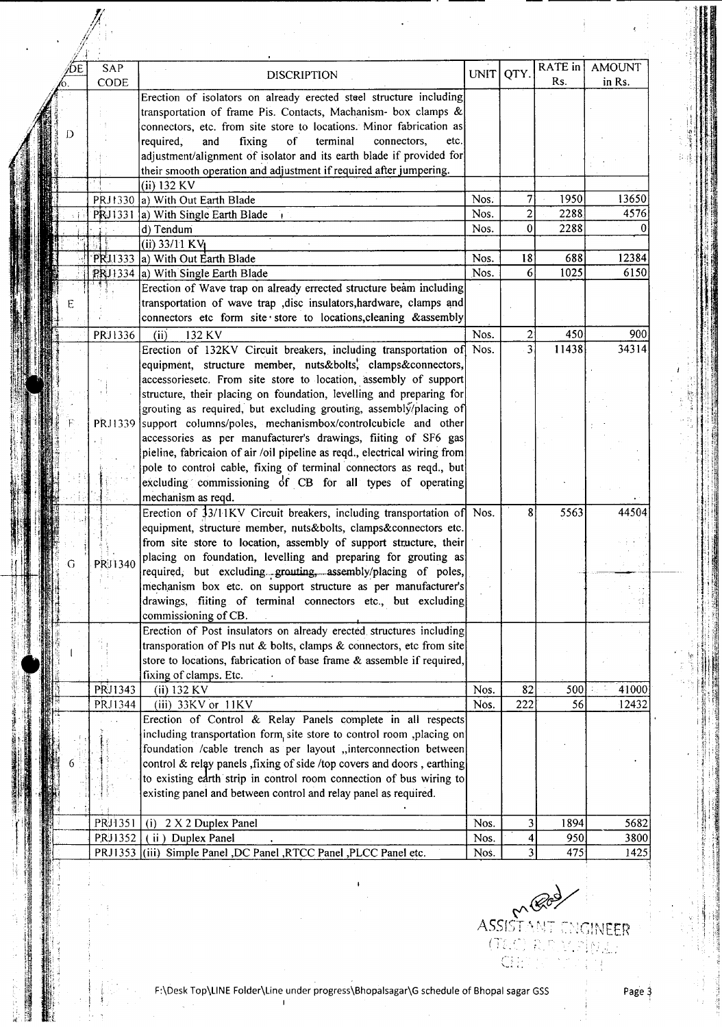| CODE No. | SAP CODE | DISCRIPTION | UNIT | QTY. | RATE in Rs. | AMOUNT in Rs. |
|---|---|---|---|---|---|---|
| D | | Erection of isolators on already erected steel structure including transportation of frame Pis. Contacts, Machanism- box clamps & connectors, etc. from site store to locations. Minor fabrication as required, and fixing of terminal connectors, etc. adjustment/alignment of isolator and its earth blade if provided for their smooth operation and adjustment if required after jumpering. | | | | |
| | | (ii) 132 KV | | | | |
| | PRJ1330 | a) With Out Earth Blade | Nos. | 7 | 1950 | 13650 |
| | PRJ1331 | a) With Single Earth Blade | Nos. | 2 | 2288 | 4576 |
| | | d) Tendum | Nos. | 0 | 2288 | 0 |
| | | (ii) 33/11 KV | | | | |
| | PRJ1333 | a) With Out Earth Blade | Nos. | 18 | 688 | 12384 |
| | PRJ1334 | a) With Single Earth Blade | Nos. | 6 | 1025 | 6150 |
| E | | Erection of Wave trap on already errected structure beam including transportation of wave trap ,disc insulators,hardware, clamps and connectors etc form site store to locations,cleaning &assembly | | | | |
| | PRJ1336 | (ii) 132 KV | Nos. | 2 | 450 | 900 |
| F | PRJ1339 | Erection of 132KV Circuit breakers, including transportation of equipment, structure member, nuts&bolts, clamps&connectors, accessoriesetc. From site store to location, assembly of support structure, their placing on foundation, levelling and preparing for grouting as required, but excluding grouting, assembly/placing of support columns/poles, mechanismbox/controlcubicle and other accessories as per manufacturer's drawings, fiiting of SF6 gas pieline, fabricaion of air /oil pipeline as reqd., electrical wiring from pole to control cable, fixing of terminal connectors as reqd., but excluding commissioning of CB for all types of operating mechanism as reqd. | Nos. | 3 | 11438 | 34314 |
| G | PRJ1340 | Erection of 33/11KV Circuit breakers, including transportation of equipment, structure member, nuts&bolts, clamps&connectors etc. from site store to location, assembly of support structure, their placing on foundation, levelling and preparing for grouting as required, but excluding grouting, assembly/placing of poles, mechanism box etc. on support structure as per manufacturer's drawings, fiiting of terminal connectors etc., but excluding commissioning of CB. | Nos. | 8 | 5563 | 44504 |
| I | | Erection of Post insulators on already erected structures including transporation of Pls nut & bolts, clamps & connectors, etc from site store to locations, fabrication of base frame & assemble if required, fixing of clamps. Etc. | | | | |
| | PRJ1343 | (ii) 132 KV | Nos. | 82 | 500 | 41000 |
| | PRJ1344 | (iii) 33KV or 11KV | Nos. | 222 | 56 | 12432 |
| 6 | | Erection of Control & Relay Panels complete in all respects including transportation form site store to control room ,placing on foundation /cable trench as per layout ,,interconnection between control & relay panels ,fixing of side /top covers and doors , earthing to existing earth strip in control room connection of bus wiring to existing panel and between control and relay panel as required. | | | | |
| | PRJ1351 | (i) 2 X 2 Duplex Panel | Nos. | 3 | 1894 | 5682 |
| | PRJ1352 | ( ii ) Duplex Panel | Nos. | 4 | 950 | 3800 |
| | PRJ1353 | (iii) Simple Panel ,DC Panel ,RTCC Panel ,PLCC Panel etc. | Nos. | 3 | 475 | 1425 |

ASSISTANT ENGINEER

F:\Desk Top\LINE Folder\Line under progress\Bhopalsagar\G schedule of Bhopal sagar GSS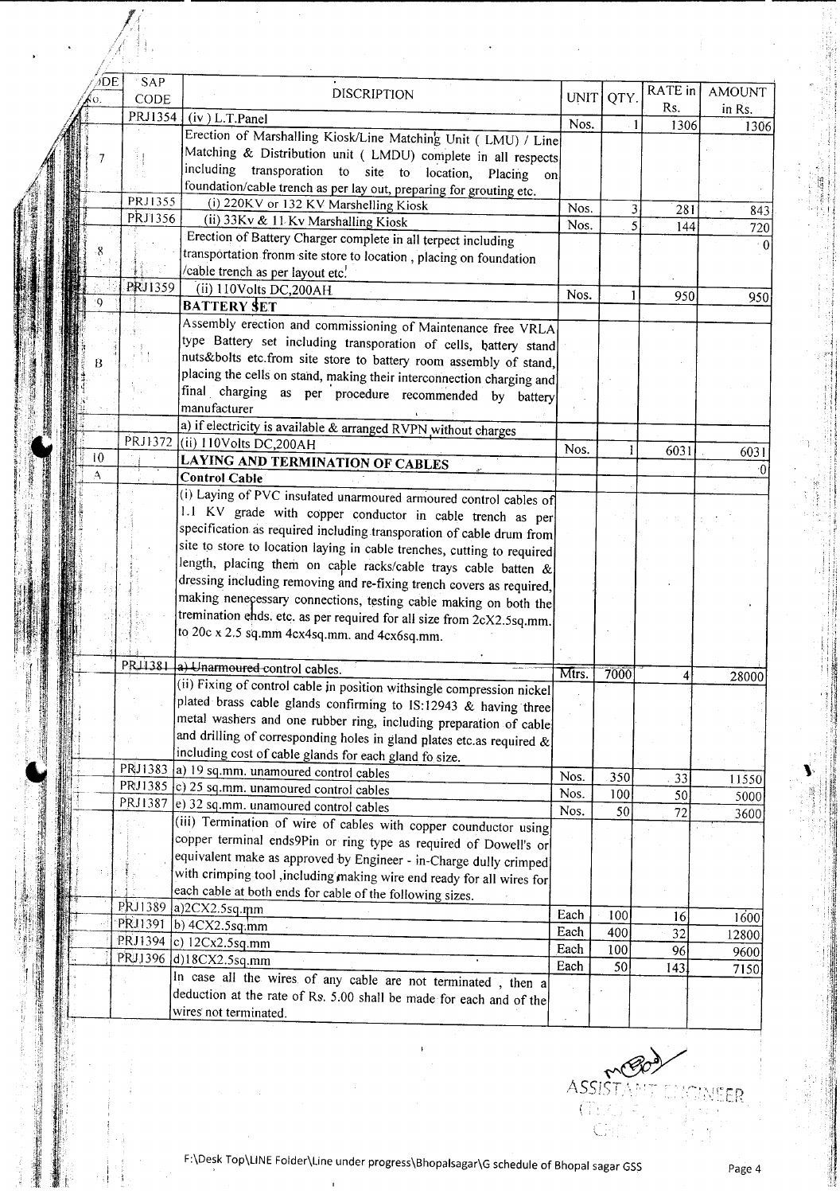| CODE No. | SAP CODE | DISCRIPTION | UNIT | QTY. | RATE in Rs. | AMOUNT in Rs. |
|---|---|---|---|---|---|---|
| | PRJ1354 | (iv ) L.T.Panel | Nos. | 1 | 1306 | 1306 |
| 7 | | Erection of Marshalling Kiosk/Line Matching Unit ( LMU) / Line Matching & Distribution unit ( LMDU) complete in all respects including transporation to site to location, Placing on foundation/cable trench as per lay out, preparing for grouting etc. | | | | |
| | PRJ1355 | (i) 220KV or 132 KV Marshelling Kiosk | Nos. | 3 | 281 | 843 |
| | PRJ1356 | (ii) 33Kv & 11 Kv Marshalling Kiosk | Nos. | 5 | 144 | 720 |
| 8 | | Erection of Battery Charger complete in all terpect including transportation fronm site store to location , placing on foundation /cable trench as per layout etc. | | | | 0 |
| | PRJ1359 | (ii) 110Volts DC,200AH | Nos. | 1 | 950 | 950 |
| 9 | | **BATTERY SET** | | | | |
| B | | Assembly erection and commissioning of Maintenance free VRLA type Battery set including transporation of cells, battery stand nuts&bolts etc.from site store to battery room assembly of stand, placing the cells on stand, making their interconnection charging and final charging as per procedure recommended by battery manufacturer | | | | |
| | | a) if electricity is available & arranged RVPN without charges | | | | |
| | PRJ1372 | (ii) 110Volts DC,200AH | Nos. | 1 | 6031 | 6031 |
| 10 | | **LAYING AND TERMINATION OF CABLES** | | | | 0 |
| A | | **Control Cable** | | | | |
| | | (i) Laying of PVC insulated unarmoured armoured control cables of 1.1 KV grade with copper conductor in cable trench as per specification as required including transporation of cable drum from site to store to location laying in cable trenches, cutting to required length, placing them on caple racks/cable trays cable batten & dressing including removing and re-fixing trench covers as required, making nenecessary connections, testing cable making on both the tremination ehds. etc. as per required for all size from 2cX2.5sq.mm. to 20c x 2.5 sq.mm 4cx4sq.mm. and 4cx6sq.mm. | | | | |
| | PRJ1381 | ~~a) Unarmoured control cables.~~ | Mtrs. | 7000 | 4 | 28000 |
| | | (ii) Fixing of control cable in position withsingle compression nickel plated brass cable glands confirming to IS:12943 & having three metal washers and one rubber ring, including preparation of cable and drilling of corresponding holes in gland plates etc.as required & including cost of cable glands for each gland fo size. | | | | |
| | PRJ1383 | a) 19 sq.mm. unamoured control cables | Nos. | 350 | 33 | 11550 |
| | PRJ1385 | c) 25 sq.mm. unamoured control cables | Nos. | 100 | 50 | 5000 |
| | PRJ1387 | e) 32 sq.mm. unamoured control cables | Nos. | 50 | 72 | 3600 |
| | | (iii) Termination of wire of cables with copper counductor using copper terminal ends9Pin or ring type as required of Dowell's or equivalent make as approved by Engineer - in-Charge dully crimped with crimping tool ,including making wire end ready for all wires for each cable at both ends for cable of the following sizes. | | | | |
| | PRJ1389 | a)2CX2.5sq.mm | Each | 100 | 16 | 1600 |
| | PRJ1391 | b) 4CX2.5sq.mm | Each | 400 | 32 | 12800 |
| | PRJ1394 | c) 12Cx2.5sq.mm | Each | 100 | 96 | 9600 |
| | PRJ1396 | d)18CX2.5sq.mm | Each | 50 | 143 | 7150 |
| | | In case all the wires of any cable are not terminated , then a deduction at the rate of Rs. 5.00 shall be made for each and of the wires not terminated. | | | | |

ASSISTANT ENGINEER

F:\Desk Top\LINE Folder\Line under progress\Bhopalsagar\G schedule of Bhopal sagar GSS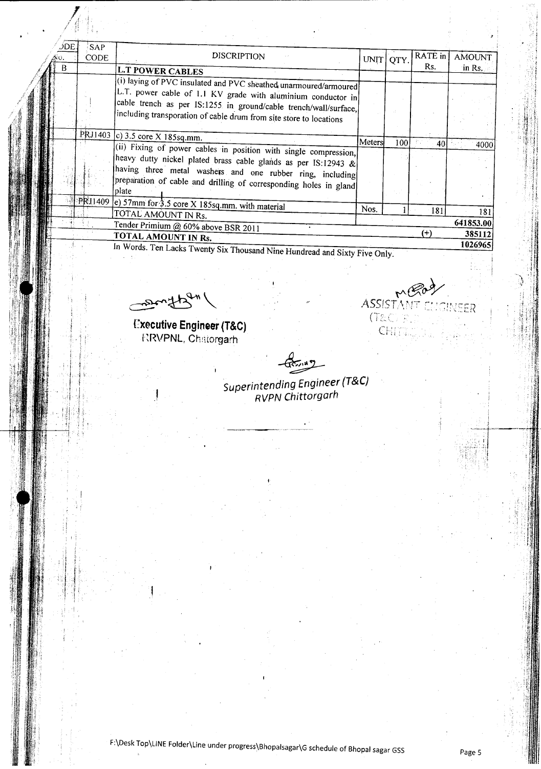| CODE No. | SAP CODE | DISCRIPTION | UNIT | QTY. | RATE in Rs. | AMOUNT in Rs. |
|---|---|---|---|---|---|---|
| B | | **L.T POWER CABLES** | | | | |
| | | (i) laying of PVC insulated and PVC sheathed unarmoured/armoured L.T. power cable of 1.1 KV grade with aluminium conductor in cable trench as per IS:1255 in ground/cable trench/wall/surface, including transporation of cable drum from site store to locations | | | | |
| | PRJ1403 | c) 3.5 core X 185sq.mm. | Meters | 100 | 40 | 4000 |
| | | (ii) Fixing of power cables in position with single compression, heavy dutty nickel plated brass cable glands as per IS:12943 & having three metal washers and one rubber ring, including preparation of cable and drilling of corresponding holes in gland plate | | | | |
| | PRJ1409 | e) 57mm for 3.5 core X 185sq.mm. with material | Nos. | 1 | 181 | 181 |
| | | TOTAL AMOUNT IN Rs. | | | | 641853.00 |
| | | Tender Primium @ 60% above BSR 2011 | | | (+) | 385112 |
| | | **TOTAL AMOUNT IN Rs.** | | | | 1026965 |

In Words. Ten Lacks Twenty Six Thousand Nine Hundread and Sixty Five Only.

Executive Engineer (T&C)
RRVPNL, Chittorgarh

ASSISTANT ENGINEER
(T&C) ...
CHITT...

Superintending Engineer (T&C)
RVPN Chittorgarh

F:\Desk Top\LINE Folder\Line under progress\Bhopalsagar\G schedule of Bhopal sagar GSS